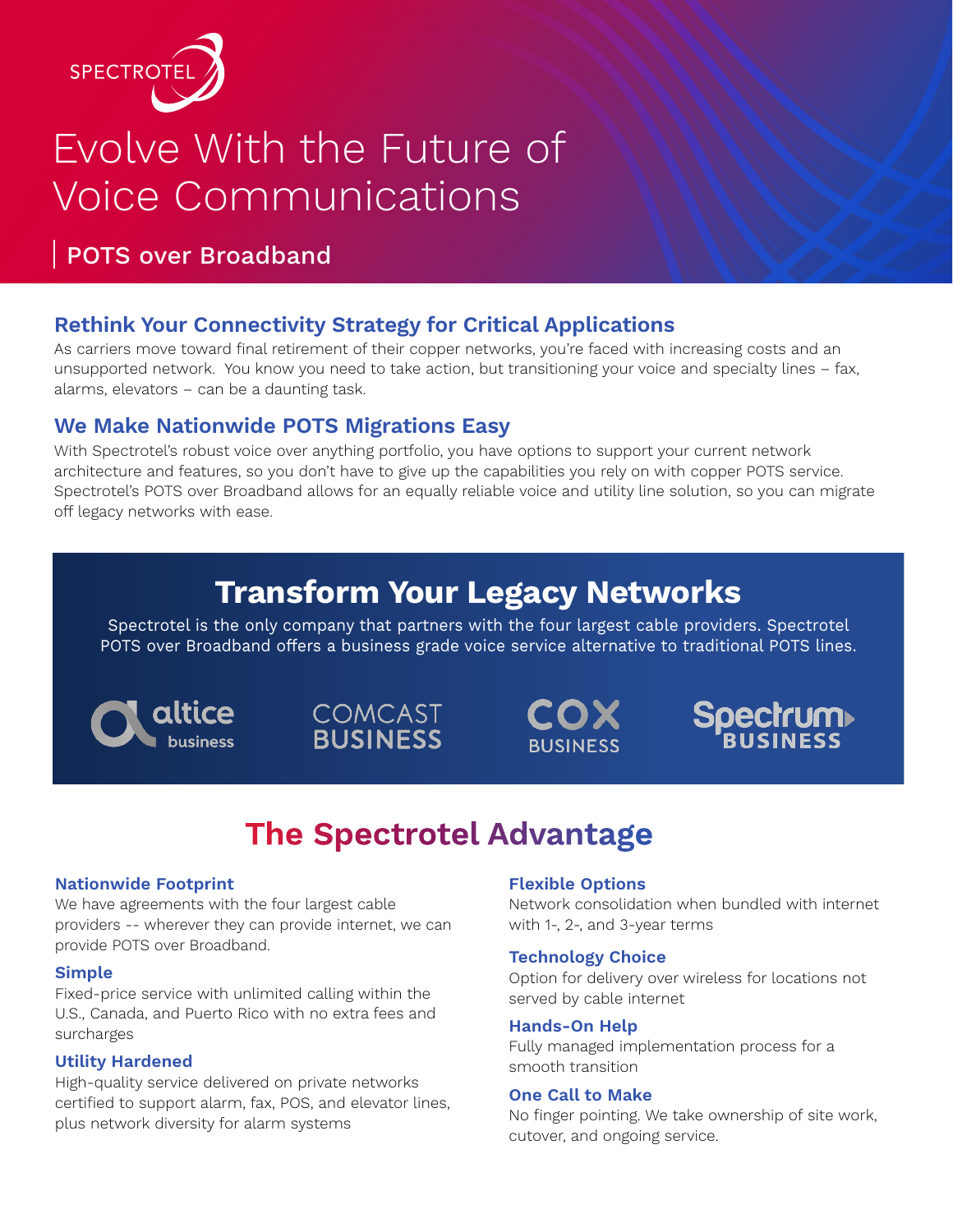SPECTROTEL

# Evolve With the Future of Voice Communications

POTS over Broadband

## Rethink Your Connectivity Strategy for Critical Applications

As carriers move toward final retirement of their copper networks, you're faced with increasing costs and an unsupported network. You know you need to take action, but transitioning your voice and specialty lines – fax, alarms, elevators – can be a daunting task.

## We Make Nationwide POTS Migrations Easy

With Spectrotel's robust voice over anything portfolio, you have options to support your current network architecture and features, so you don't have to give up the capabilities you rely on with copper POTS service. Spectrotel's POTS over Broadband allows for an equally reliable voice and utility line solution, so you can migrate off legacy networks with ease.

## Transform Your Legacy Networks

Spectrotel is the only company that partners with the four largest cable providers. Spectrotel POTS over Broadband offers a business grade voice service alternative to traditional POTS lines.

altice business | COMCAST BUSINESS | COX BUSINESS | Spectrum BUSINESS

## The Spectrotel Advantage

**Nationwide Footprint**
We have agreements with the four largest cable providers -- wherever they can provide internet, we can provide POTS over Broadband.

**Simple**
Fixed-price service with unlimited calling within the U.S., Canada, and Puerto Rico with no extra fees and surcharges

**Utility Hardened**
High-quality service delivered on private networks certified to support alarm, fax, POS, and elevator lines, plus network diversity for alarm systems

**Flexible Options**
Network consolidation when bundled with internet with 1-, 2-, and 3-year terms

**Technology Choice**
Option for delivery over wireless for locations not served by cable internet

**Hands-On Help**
Fully managed implementation process for a smooth transition

**One Call to Make**
No finger pointing. We take ownership of site work, cutover, and ongoing service.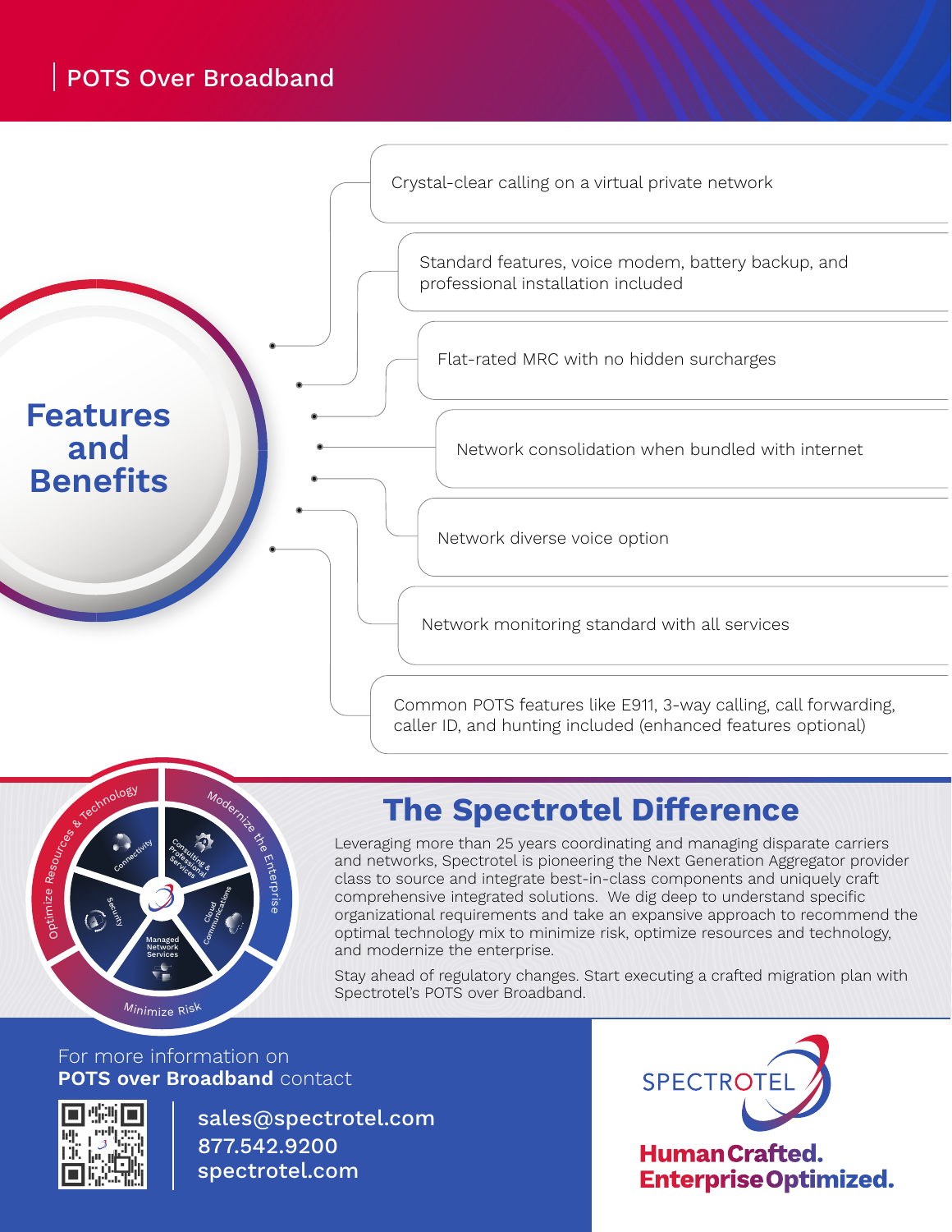POTS Over Broadband

## Features and Benefits

- Crystal-clear calling on a virtual private network
- Standard features, voice modem, battery backup, and professional installation included
- Flat-rated MRC with no hidden surcharges
- Network consolidation when bundled with internet
- Network diverse voice option
- Network monitoring standard with all services
- Common POTS features like E911, 3-way calling, call forwarding, caller ID, and hunting included (enhanced features optional)

Optimize Resources & Technology
Modernize the Enterprise
Minimize Risk
Connectivity
Consulting & Professional Services
Cloud Communications
Managed Network Services
Security

## The Spectrotel Difference

Leveraging more than 25 years coordinating and managing disparate carriers and networks, Spectrotel is pioneering the Next Generation Aggregator provider class to source and integrate best-in-class components and uniquely craft comprehensive integrated solutions. We dig deep to understand specific organizational requirements and take an expansive approach to recommend the optimal technology mix to minimize risk, optimize resources and technology, and modernize the enterprise.

Stay ahead of regulatory changes. Start executing a crafted migration plan with Spectrotel's POTS over Broadband.

For more information on **POTS over Broadband** contact

sales@spectrotel.com
877.542.9200
spectrotel.com

SPECTROTEL

**Human Crafted. Enterprise Optimized.**